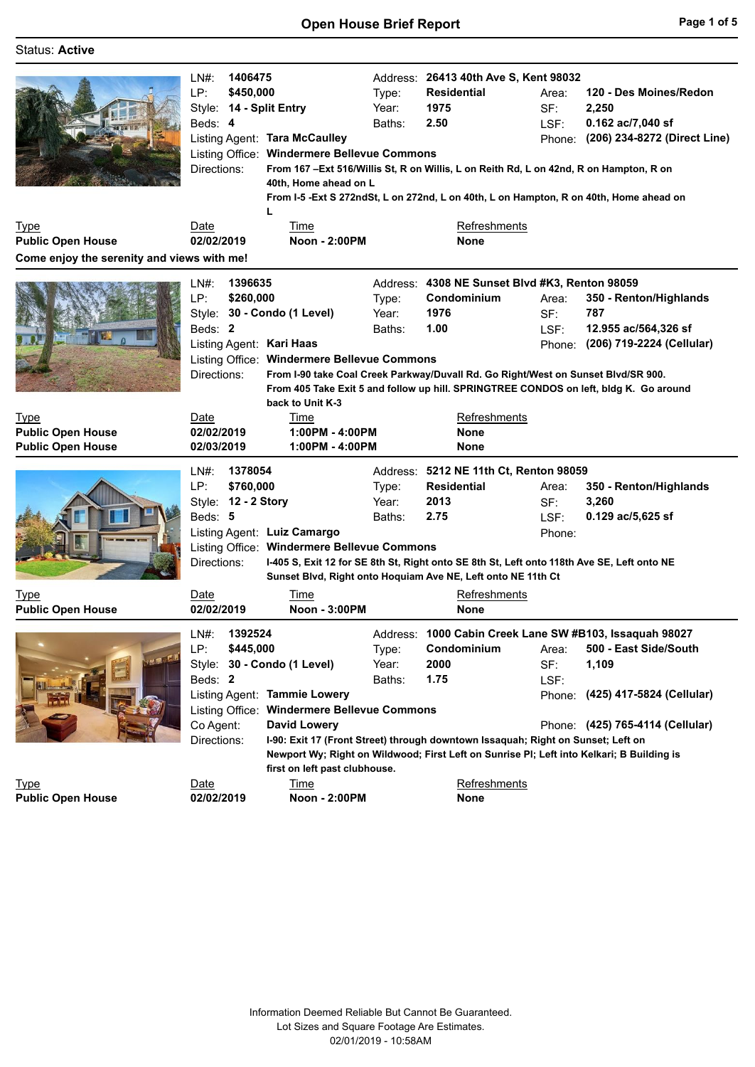# Open House Brief Report

Status: **Active**

---

LN#: **1406475**
LP: **$450,000**
Style: **14 - Split Entry**
Beds: **4**
Address: **26413 40th Ave S, Kent 98032**
Type: **Residential**
Year: **1975**
Baths: **2.50**
Area: **120 - Des Moines/Redon**
SF: **2,250**
LSF: **0.162 ac/7,040 sf**
Listing Agent: **Tara McCaulley**
Phone: **(206) 234-8272 (Direct Line)**
Listing Office: **Windermere Bellevue Commons**
Directions: **From 167 –Ext 516/Willis St, R on Willis, L on Reith Rd, L on 42nd, R on Hampton, R on 40th, Home ahead on L**
**From I-5 -Ext S 272ndSt, L on 272nd, L on 40th, L on Hampton, R on 40th, Home ahead on L**

| Type | Date | Time | Refreshments |
|---|---|---|---|
| **Public Open House** | **02/02/2019** | **Noon - 2:00PM** | **None** |

**Come enjoy the serenity and views with me!**

---

LN#: **1396635**
LP: **$260,000**
Style: **30 - Condo (1 Level)**
Beds: **2**
Address: **4308 NE Sunset Blvd #K3, Renton 98059**
Type: **Condominium**
Year: **1976**
Baths: **1.00**
Area: **350 - Renton/Highlands**
SF: **787**
LSF: **12.955 ac/564,326 sf**
Listing Agent: **Kari Haas**
Phone: **(206) 719-2224 (Cellular)**
Listing Office: **Windermere Bellevue Commons**
Directions: **From I-90 take Coal Creek Parkway/Duvall Rd. Go Right/West on Sunset Blvd/SR 900. From 405 Take Exit 5 and follow up hill. SPRINGTREE CONDOS on left, bldg K. Go around back to Unit K-3**

| Type | Date | Time | Refreshments |
|---|---|---|---|
| **Public Open House** | **02/02/2019** | **1:00PM - 4:00PM** | **None** |
| **Public Open House** | **02/03/2019** | **1:00PM - 4:00PM** | **None** |

---

LN#: **1378054**
LP: **$760,000**
Style: **12 - 2 Story**
Beds: **5**
Address: **5212 NE 11th Ct, Renton 98059**
Type: **Residential**
Year: **2013**
Baths: **2.75**
Area: **350 - Renton/Highlands**
SF: **3,260**
LSF: **0.129 ac/5,625 sf**
Listing Agent: **Luiz Camargo**
Phone:
Listing Office: **Windermere Bellevue Commons**
Directions: **I-405 S, Exit 12 for SE 8th St, Right onto SE 8th St, Left onto 118th Ave SE, Left onto NE Sunset Blvd, Right onto Hoquiam Ave NE, Left onto NE 11th Ct**

| Type | Date | Time | Refreshments |
|---|---|---|---|
| **Public Open House** | **02/02/2019** | **Noon - 3:00PM** | **None** |

---

LN#: **1392524**
LP: **$445,000**
Style: **30 - Condo (1 Level)**
Beds: **2**
Address: **1000 Cabin Creek Lane SW #B103, Issaquah 98027**
Type: **Condominium**
Year: **2000**
Baths: **1.75**
Area: **500 - East Side/South**
SF: **1,109**
LSF:
Listing Agent: **Tammie Lowery**
Phone: **(425) 417-5824 (Cellular)**
Listing Office: **Windermere Bellevue Commons**
Co Agent: **David Lowery**
Phone: **(425) 765-4114 (Cellular)**
Directions: **I-90: Exit 17 (Front Street) through downtown Issaquah; Right on Sunset; Left on Newport Wy; Right on Wildwood; First Left on Sunrise Pl; Left into Kelkari; B Building is first on left past clubhouse.**

| Type | Date | Time | Refreshments |
|---|---|---|---|
| **Public Open House** | **02/02/2019** | **Noon - 2:00PM** | **None** |

---

Information Deemed Reliable But Cannot Be Guaranteed.
Lot Sizes and Square Footage Are Estimates.
02/01/2019 - 10:58AM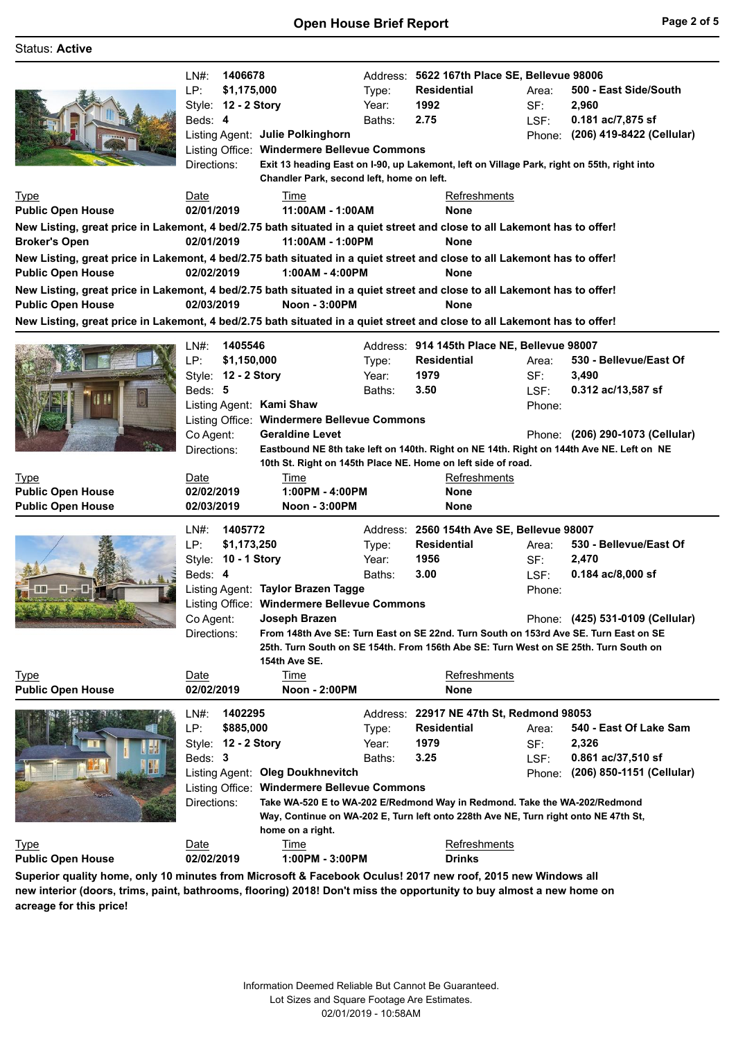Status: **Active**

**LN#:** 1406678
**LP:** $1,175,000
**Style:** 12 - 2 Story
**Beds:** 4
**Address:** 5622 167th Place SE, Bellevue 98006
**Type:** Residential
**Year:** 1992
**Baths:** 2.75
**Area:** 500 - East Side/South
**SF:** 2,960
**LSF:** 0.181 ac/7,875 sf
**Listing Agent:** Julie Polkinghorn
**Phone:** (206) 419-8422 (Cellular)
**Listing Office:** Windermere Bellevue Commons
**Directions:** Exit 13 heading East on I-90, up Lakemont, left on Village Park, right on 55th, right into Chandler Park, second left, home on left.

| Type | Date | Time | Refreshments |
|---|---|---|---|
| **Public Open House** | 02/01/2019 | 11:00AM - 1:00AM | None |

**New Listing, great price in Lakemont, 4 bed/2.75 bath situated in a quiet street and close to all Lakemont has to offer!**

| Type | Date | Time | Refreshments |
|---|---|---|---|
| **Broker's Open** | 02/01/2019 | 11:00AM - 1:00PM | None |

**New Listing, great price in Lakemont, 4 bed/2.75 bath situated in a quiet street and close to all Lakemont has to offer!**

| Type | Date | Time | Refreshments |
|---|---|---|---|
| **Public Open House** | 02/02/2019 | 1:00AM - 4:00PM | None |

**New Listing, great price in Lakemont, 4 bed/2.75 bath situated in a quiet street and close to all Lakemont has to offer!**

| Type | Date | Time | Refreshments |
|---|---|---|---|
| **Public Open House** | 02/03/2019 | Noon - 3:00PM | None |

**New Listing, great price in Lakemont, 4 bed/2.75 bath situated in a quiet street and close to all Lakemont has to offer!**

---

**LN#:** 1405546
**LP:** $1,150,000
**Style:** 12 - 2 Story
**Beds:** 5
**Address:** 914 145th Place NE, Bellevue 98007
**Type:** Residential
**Year:** 1979
**Baths:** 3.50
**Area:** 530 - Bellevue/East Of
**SF:** 3,490
**LSF:** 0.312 ac/13,587 sf
**Listing Agent:** Kami Shaw
**Phone:**
**Listing Office:** Windermere Bellevue Commons
**Co Agent:** Geraldine Levet
**Phone:** (206) 290-1073 (Cellular)
**Directions:** Eastbound NE 8th take left on 140th. Right on NE 14th. Right on 144th Ave NE. Left on NE 10th St. Right on 145th Place NE. Home on left side of road.

| Type | Date | Time | Refreshments |
|---|---|---|---|
| **Public Open House** | 02/02/2019 | 1:00PM - 4:00PM | None |
| **Public Open House** | 02/03/2019 | Noon - 3:00PM | None |

---

**LN#:** 1405772
**LP:** $1,173,250
**Style:** 10 - 1 Story
**Beds:** 4
**Address:** 2560 154th Ave SE, Bellevue 98007
**Type:** Residential
**Year:** 1956
**Baths:** 3.00
**Area:** 530 - Bellevue/East Of
**SF:** 2,470
**LSF:** 0.184 ac/8,000 sf
**Listing Agent:** Taylor Brazen Tagge
**Phone:**
**Listing Office:** Windermere Bellevue Commons
**Co Agent:** Joseph Brazen
**Phone:** (425) 531-0109 (Cellular)
**Directions:** From 148th Ave SE: Turn East on SE 22nd. Turn South on 153rd Ave SE. Turn East on SE 25th. Turn South on SE 154th. From 156th Abe SE: Turn West on SE 25th. Turn South on 154th Ave SE.

| Type | Date | Time | Refreshments |
|---|---|---|---|
| **Public Open House** | 02/02/2019 | Noon - 2:00PM | None |

---

**LN#:** 1402295
**LP:** $885,000
**Style:** 12 - 2 Story
**Beds:** 3
**Address:** 22917 NE 47th St, Redmond 98053
**Type:** Residential
**Year:** 1979
**Baths:** 3.25
**Area:** 540 - East Of Lake Sam
**SF:** 2,326
**LSF:** 0.861 ac/37,510 sf
**Listing Agent:** Oleg Doukhnevitch
**Phone:** (206) 850-1151 (Cellular)
**Listing Office:** Windermere Bellevue Commons
**Directions:** Take WA-520 E to WA-202 E/Redmond Way in Redmond. Take the WA-202/Redmond Way, Continue on WA-202 E, Turn left onto 228th Ave NE, Turn right onto NE 47th St, home on a right.

| Type | Date | Time | Refreshments |
|---|---|---|---|
| **Public Open House** | 02/02/2019 | 1:00PM - 3:00PM | Drinks |

**Superior quality home, only 10 minutes from Microsoft & Facebook Oculus! 2017 new roof, 2015 new Windows all new interior (doors, trims, paint, bathrooms, flooring) 2018! Don't miss the opportunity to buy almost a new home on acreage for this price!**

Information Deemed Reliable But Cannot Be Guaranteed.
Lot Sizes and Square Footage Are Estimates.
02/01/2019 - 10:58AM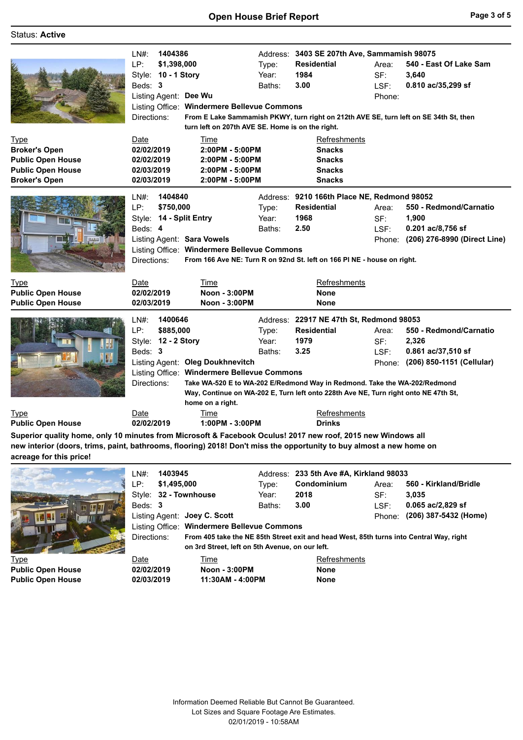# Open House Brief Report

Status: **Active**

---

| | | | | | |
|---|---|---|---|---|---|
| LN#: | **1404386** | Address: | **3403 SE 207th Ave, Sammamish 98075** | | |
| LP: | **$1,398,000** | Type: | **Residential** | Area: | **540 - East Of Lake Sam** |
| Style: | **10 - 1 Story** | Year: | **1984** | SF: | **3,640** |
| Beds: | **3** | Baths: | **3.00** | LSF: | **0.810 ac/35,299 sf** |
| Listing Agent: | **Dee Wu** | | | Phone: | |
| Listing Office: | **Windermere Bellevue Commons** | | | | |

Directions: **From E Lake Sammamish PKWY, turn right on 212th AVE SE, turn left on SE 34th St, then turn left on 207th AVE SE. Home is on the right.**

| Type | Date | Time | Refreshments |
|---|---|---|---|
| **Broker's Open** | **02/02/2019** | **2:00PM - 5:00PM** | **Snacks** |
| **Public Open House** | **02/02/2019** | **2:00PM - 5:00PM** | **Snacks** |
| **Public Open House** | **02/03/2019** | **2:00PM - 5:00PM** | **Snacks** |
| **Broker's Open** | **02/03/2019** | **2:00PM - 5:00PM** | **Snacks** |

---

| | | | | | |
|---|---|---|---|---|---|
| LN#: | **1404840** | Address: | **9210 166th Place NE, Redmond 98052** | | |
| LP: | **$750,000** | Type: | **Residential** | Area: | **550 - Redmond/Carnatio** |
| Style: | **14 - Split Entry** | Year: | **1968** | SF: | **1,900** |
| Beds: | **4** | Baths: | **2.50** | LSF: | **0.201 ac/8,756 sf** |
| Listing Agent: | **Sara Vowels** | | | Phone: | **(206) 276-8990 (Direct Line)** |
| Listing Office: | **Windermere Bellevue Commons** | | | | |

Directions: **From 166 Ave NE: Turn R on 92nd St. left on 166 Pl NE - house on right.**

| Type | Date | Time | Refreshments |
|---|---|---|---|
| **Public Open House** | **02/02/2019** | **Noon - 3:00PM** | **None** |
| **Public Open House** | **02/03/2019** | **Noon - 3:00PM** | **None** |

---

| | | | | | |
|---|---|---|---|---|---|
| LN#: | **1400646** | Address: | **22917 NE 47th St, Redmond 98053** | | |
| LP: | **$885,000** | Type: | **Residential** | Area: | **550 - Redmond/Carnatio** |
| Style: | **12 - 2 Story** | Year: | **1979** | SF: | **2,326** |
| Beds: | **3** | Baths: | **3.25** | LSF: | **0.861 ac/37,510 sf** |
| Listing Agent: | **Oleg Doukhnevitch** | | | Phone: | **(206) 850-1151 (Cellular)** |
| Listing Office: | **Windermere Bellevue Commons** | | | | |

Directions: **Take WA-520 E to WA-202 E/Redmond Way in Redmond. Take the WA-202/Redmond Way, Continue on WA-202 E, Turn left onto 228th Ave NE, Turn right onto NE 47th St, home on a right.**

| Type | Date | Time | Refreshments |
|---|---|---|---|
| **Public Open House** | **02/02/2019** | **1:00PM - 3:00PM** | **Drinks** |

**Superior quality home, only 10 minutes from Microsoft & Facebook Oculus! 2017 new roof, 2015 new Windows all new interior (doors, trims, paint, bathrooms, flooring) 2018! Don't miss the opportunity to buy almost a new home on acreage for this price!**

---

| | | | | | |
|---|---|---|---|---|---|
| LN#: | **1403945** | Address: | **233 5th Ave #A, Kirkland 98033** | | |
| LP: | **$1,495,000** | Type: | **Condominium** | Area: | **560 - Kirkland/Bridle** |
| Style: | **32 - Townhouse** | Year: | **2018** | SF: | **3,035** |
| Beds: | **3** | Baths: | **3.00** | LSF: | **0.065 ac/2,829 sf** |
| Listing Agent: | **Joey C. Scott** | | | Phone: | **(206) 387-5432 (Home)** |
| Listing Office: | **Windermere Bellevue Commons** | | | | |

Directions: **From 405 take the NE 85th Street exit and head West, 85th turns into Central Way, right on 3rd Street, left on 5th Avenue, on our left.**

| Type | Date | Time | Refreshments |
|---|---|---|---|
| **Public Open House** | **02/02/2019** | **Noon - 3:00PM** | **None** |
| **Public Open House** | **02/03/2019** | **11:30AM - 4:00PM** | **None** |

Information Deemed Reliable But Cannot Be Guaranteed.
Lot Sizes and Square Footage Are Estimates.
02/01/2019 - 10:58AM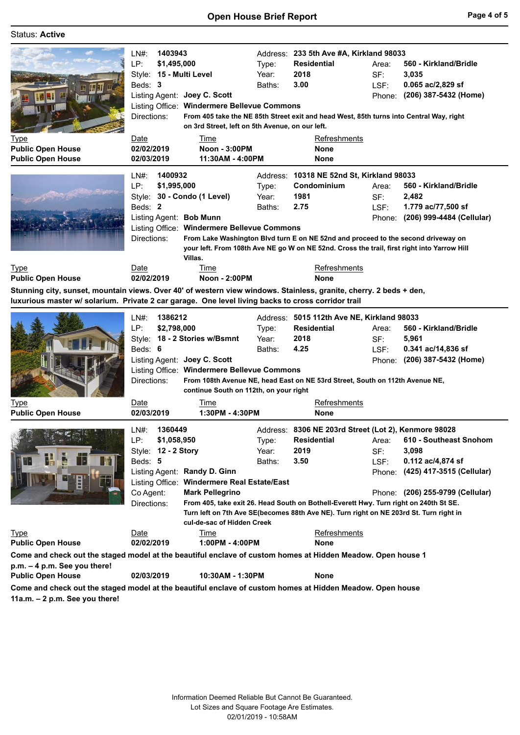# Open House Brief Report

Status: **Active**

---

**LN#:** 1403943
**LP:** $1,495,000
**Style:** 15 - Multi Level
**Beds:** 3
**Address:** 233 5th Ave #A, Kirkland 98033
**Type:** Residential
**Year:** 2018
**Baths:** 3.00
**Area:** 560 - Kirkland/Bridle
**SF:** 3,035
**LSF:** 0.065 ac/2,829 sf
**Listing Agent:** Joey C. Scott
**Phone:** (206) 387-5432 (Home)
**Listing Office:** Windermere Bellevue Commons
**Directions:** From 405 take the NE 85th Street exit and head West, 85th turns into Central Way, right on 3rd Street, left on 5th Avenue, on our left.

| Type | Date | Time | Refreshments |
|---|---|---|---|
| Public Open House | 02/02/2019 | Noon - 3:00PM | None |
| Public Open House | 02/03/2019 | 11:30AM - 4:00PM | None |

---

**LN#:** 1400932
**LP:** $1,995,000
**Style:** 30 - Condo (1 Level)
**Beds:** 2
**Address:** 10318 NE 52nd St, Kirkland 98033
**Type:** Condominium
**Year:** 1981
**Baths:** 2.75
**Area:** 560 - Kirkland/Bridle
**SF:** 2,482
**LSF:** 1.779 ac/77,500 sf
**Listing Agent:** Bob Munn
**Phone:** (206) 999-4484 (Cellular)
**Listing Office:** Windermere Bellevue Commons
**Directions:** From Lake Washington Blvd turn E on NE 52nd and proceed to the second driveway on your left. From 108th Ave NE go W on NE 52nd. Cross the trail, first right into Yarrow Hill Villas.

| Type | Date | Time | Refreshments |
|---|---|---|---|
| Public Open House | 02/02/2019 | Noon - 2:00PM | None |

**Stunning city, sunset, mountain views. Over 40' of western view windows. Stainless, granite, cherry. 2 beds + den, luxurious master w/ solarium. Private 2 car garage. One level living backs to cross corridor trail**

---

**LN#:** 1386212
**LP:** $2,798,000
**Style:** 18 - 2 Stories w/Bsmnt
**Beds:** 6
**Address:** 5015 112th Ave NE, Kirkland 98033
**Type:** Residential
**Year:** 2018
**Baths:** 4.25
**Area:** 560 - Kirkland/Bridle
**SF:** 5,961
**LSF:** 0.341 ac/14,836 sf
**Listing Agent:** Joey C. Scott
**Phone:** (206) 387-5432 (Home)
**Listing Office:** Windermere Bellevue Commons
**Directions:** From 108th Avenue NE, head East on NE 53rd Street, South on 112th Avenue NE, continue South on 112th, on your right

| Type | Date | Time | Refreshments |
|---|---|---|---|
| Public Open House | 02/03/2019 | 1:30PM - 4:30PM | None |

---

**LN#:** 1360449
**LP:** $1,058,950
**Style:** 12 - 2 Story
**Beds:** 5
**Address:** 8306 NE 203rd Street (Lot 2), Kenmore 98028
**Type:** Residential
**Year:** 2019
**Baths:** 3.50
**Area:** 610 - Southeast Snohom
**SF:** 3,098
**LSF:** 0.112 ac/4,874 sf
**Listing Agent:** Randy D. Ginn
**Phone:** (425) 417-3515 (Cellular)
**Listing Office:** Windermere Real Estate/East
**Co Agent:** Mark Pellegrino
**Phone:** (206) 255-9799 (Cellular)
**Directions:** From 405, take exit 26. Head South on Bothell-Everett Hwy. Turn right on 240th St SE. Turn left on 7th Ave SE(becomes 88th Ave NE). Turn right on NE 203rd St. Turn right in cul-de-sac of Hidden Creek

| Type | Date | Time | Refreshments |
|---|---|---|---|
| Public Open House | 02/02/2019 | 1:00PM - 4:00PM | None |

**Come and check out the staged model at the beautiful enclave of custom homes at Hidden Meadow. Open house 1 p.m. – 4 p.m. See you there!**

| Type | Date | Time | Refreshments |
|---|---|---|---|
| Public Open House | 02/03/2019 | 10:30AM - 1:30PM | None |

**Come and check out the staged model at the beautiful enclave of custom homes at Hidden Meadow. Open house 11a.m. – 2 p.m. See you there!**

---

Information Deemed Reliable But Cannot Be Guaranteed.
Lot Sizes and Square Footage Are Estimates.
02/01/2019 - 10:58AM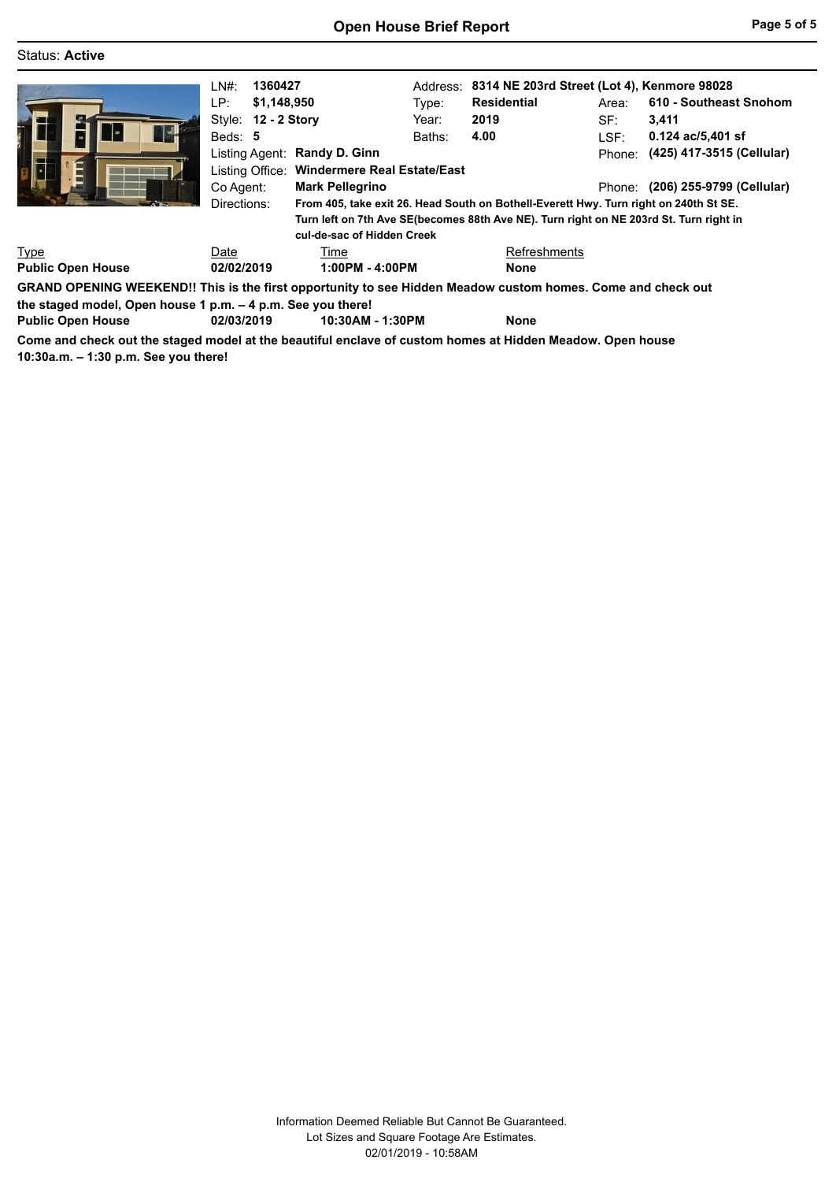# Open House Brief Report

Status: **Active**

| | | | | | |
|---|---|---|---|---|---|
| LN#: | **1360427** | Address: | **8314 NE 203rd Street (Lot 4), Kenmore 98028** | | |
| LP: | **$1,148,950** | Type: | **Residential** | Area: | **610 - Southeast Snohom** |
| Style: | **12 - 2 Story** | Year: | **2019** | SF: | **3,411** |
| Beds: | **5** | Baths: | **4.00** | LSF: | **0.124 ac/5,401 sf** |
| Listing Agent: | **Randy D. Ginn** | | | Phone: | **(425) 417-3515 (Cellular)** |
| Listing Office: | **Windermere Real Estate/East** | | | | |
| Co Agent: | **Mark Pellegrino** | | | Phone: | **(206) 255-9799 (Cellular)** |

Directions: **From 405, take exit 26. Head South on Bothell-Everett Hwy. Turn right on 240th St SE. Turn left on 7th Ave SE(becomes 88th Ave NE). Turn right on NE 203rd St. Turn right in cul-de-sac of Hidden Creek**

| Type | Date | Time | Refreshments |
|---|---|---|---|
| **Public Open House** | **02/02/2019** | **1:00PM - 4:00PM** | **None** |

**GRAND OPENING WEEKEND!! This is the first opportunity to see Hidden Meadow custom homes. Come and check out the staged model, Open house 1 p.m. – 4 p.m. See you there!**

| Type | Date | Time | Refreshments |
|---|---|---|---|
| **Public Open House** | **02/03/2019** | **10:30AM - 1:30PM** | **None** |

**Come and check out the staged model at the beautiful enclave of custom homes at Hidden Meadow. Open house 10:30a.m. – 1:30 p.m. See you there!**

Information Deemed Reliable But Cannot Be Guaranteed.
Lot Sizes and Square Footage Are Estimates.
02/01/2019 - 10:58AM